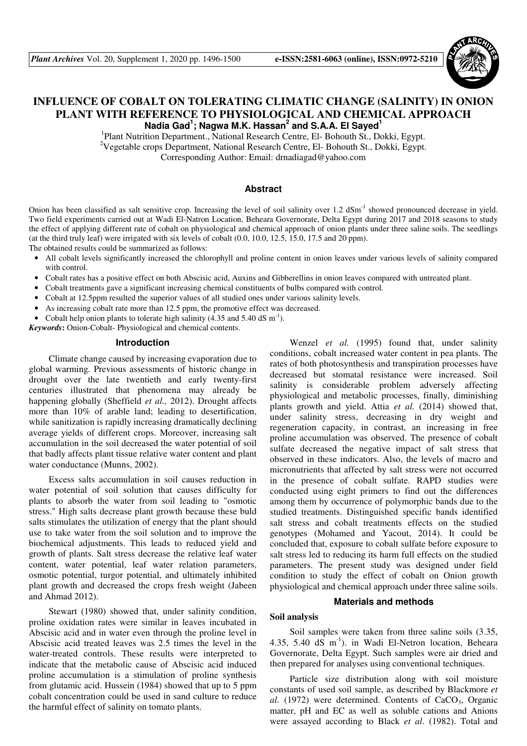# INFLUENCE OF COBALT ON TOLERATING CLIMATIC CHANGE (SALINITY) IN ONION PLANT WITH REFERENCE TO PHYSIOLOGICAL AND CHEMICAL APPROACH

**Nadia Gad[1]; Nagwa M.K. Hassan[2] and S.A.A. El Sayed[1]**

[1]Plant Nutrition Department., National Research Centre, El- Bohouth St., Dokki, Egypt.
[2]Vegetable crops Department, National Research Centre, El- Bohouth St., Dokki, Egypt.
Corresponding Author: Email: drnadiagad@yahoo.com

## Abstract

Onion has been classified as salt sensitive crop. Increasing the level of soil salinity over 1.2 $dSm^{-1}$ showed pronounced decrease in yield. Two field experiments carried out at Wadi El-Natron Location, Beheara Governorate, Delta Egypt during 2017 and 2018 seasons to study the effect of applying different rate of cobalt on physiological and chemical approach of onion plants under three saline soils. The seedlings (at the third truly leaf) were irrigated with six levels of cobalt (0.0, 10.0, 12.5, 15.0, 17.5 and 20 ppm).

The obtained results could be summarized as follows:

- All cobalt levels significantly increased the chlorophyll and proline content in onion leaves under various levels of salinity compared with control.
- Cobalt rates has a positive effect on both Abscisic acid, Auxins and Gibberellins in onion leaves compared with untreated plant.
- Cobalt treatments gave a significant increasing chemical constituents of bulbs compared with control.
- Cobalt at 12.5ppm resulted the superior values of all studied ones under various salinity levels.
- As increasing cobalt rate more than 12.5 ppm, the promotive effect was decreased.
- Cobalt help onion plants to tolerate high salinity (4.35 and 5.40 dS $m^{-1}$).

***Keywords*:** Onion-Cobalt- Physiological and chemical contents.

## Introduction

Climate change caused by increasing evaporation due to global warming. Previous assessments of historic change in drought over the late twentieth and early twenty-first centuries illustrated that phenomena may already be happening globally (Sheffield *et al.,* 2012). Drought affects more than 10% of arable land; leading to desertification, while sanitization is rapidly increasing dramatically declining average yields of different crops. Moreover, increasing salt accumulation in the soil decreased the water potential of soil that badly affects plant tissue relative water content and plant water conductance (Munns, 2002).

Excess salts accumulation in soil causes reduction in water potential of soil solution that causes difficulty for plants to absorb the water from soil leading to "osmotic stress." High salts decrease plant growth because these buld salts stimulates the utilization of energy that the plant should use to take water from the soil solution and to improve the biochemical adjustments. This leads to reduced yield and growth of plants. Salt stress decrease the relative leaf water content, water potential, leaf water relation parameters, osmotic potential, turgor potential, and ultimately inhibited plant growth and decreased the crops fresh weight (Jabeen and Ahmad 2012).

Stewart (1980) showed that, under salinity condition, proline oxidation rates were similar in leaves incubated in Abscisic acid and in water even through the proline level in Abscisic acid treated leaves was 2.5 times the level in the water-treated controls. These results were interpreted to indicate that the metabolic cause of Abscisic acid induced proline accumulation is a stimulation of proline synthesis from glutamic acid. Hussein (1984) showed that up to 5 ppm cobalt concentration could be used in sand culture to reduce the harmful effect of salinity on tomato plants.

Wenzel *et al.* (1995) found that, under salinity conditions, cobalt increased water content in pea plants. The rates of both photosynthesis and transpiration processes have decreased but stomatal resistance were increased. Soil salinity is considerable problem adversely affecting physiological and metabolic processes, finally, diminishing plants growth and yield. Attia *et al.* (2014) showed that, under salinity stress, decreasing in dry weight and regeneration capacity, in contrast, an increasing in free proline accumulation was observed. The presence of cobalt sulfate decreased the negative impact of salt stress that observed in these indicators. Also, the levels of macro and micronutrients that affected by salt stress were not occurred in the presence of cobalt sulfate. RAPD studies were conducted using eight primers to find out the differences among them by occurrence of polymorphic bands due to the studied treatments. Distinguished specific bands identified salt stress and cobalt treatments effects on the studied genotypes (Mohamed and Yacout, 2014). It could be concluded that, exposure to cobalt sulfate before exposure to salt stress led to reducing its harm full effects on the studied parameters. The present study was designed under field condition to study the effect of cobalt on Onion growth physiological and chemical approach under three saline soils.

## Materials and methods

### Soil analysis

Soil samples were taken from three saline soils (3.35, 4.35, 5.40 dS $m^{-1}$). in Wadi El-Netron location, Beheara Governorate, Delta Egypt. Such samples were air dried and then prepared for analyses using conventional techniques.

Particle size distribution along with soil moisture constants of used soil sample, as described by Blackmore *et al.* (1972) were determined. Contents of $CaCO_3$, Organic matter, pH and EC as well as soluble cations and Anions were assayed according to Black *et al*. (1982). Total and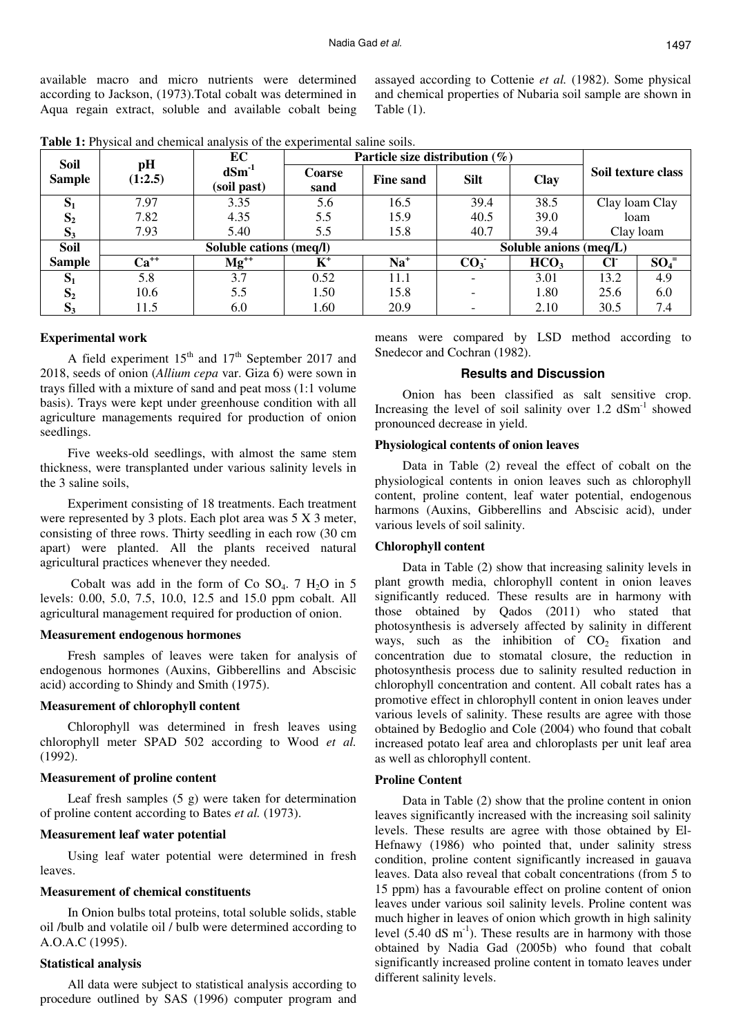available macro and micro nutrients were determined according to Jackson, (1973).Total cobalt was determined in Aqua regain extract, soluble and available cobalt being assayed according to Cottenie *et al.* (1982). Some physical and chemical properties of Nubaria soil sample are shown in Table (1).

**Table 1:** Physical and chemical analysis of the experimental saline soils.

| Soil Sample | pH (1:2.5) | EC $dSm^{-1}$ (soil past) | Particle size distribution (%) | | | | Soil texture class |
|---|---|---|---|---|---|---|---|
| | | | Coarse sand | Fine sand | Silt | Clay | |
| $S_1$ | 7.97 | 3.35 | 5.6 | 16.5 | 39.4 | 38.5 | Clay loam Clay |
| $S_2$ | 7.82 | 4.35 | 5.5 | 15.9 | 40.5 | 39.0 | loam |
| $S_3$ | 7.93 | 5.40 | 5.5 | 15.8 | 40.7 | 39.4 | Clay loam |

| Soil Sample | Soluble cations (meq/l) | | | | Soluble anions (meq/L) | | | |
|---|---|---|---|---|---|---|---|---|
| | $Ca^{++}$ | $Mg^{++}$ | $K^+$ | $Na^+$ | $CO_3^-$ | $HCO_3$ | $Cl^-$ | $SO_4^=$ |
| $S_1$ | 5.8 | 3.7 | 0.52 | 11.1 | - | 3.01 | 13.2 | 4.9 |
| $S_2$ | 10.6 | 5.5 | 1.50 | 15.8 | - | 1.80 | 25.6 | 6.0 |
| $S_3$ | 11.5 | 6.0 | 1.60 | 20.9 | - | 2.10 | 30.5 | 7.4 |

### Experimental work

A field experiment 15th and 17th September 2017 and 2018, seeds of onion (*Allium cepa* var. Giza 6) were sown in trays filled with a mixture of sand and peat moss (1:1 volume basis). Trays were kept under greenhouse condition with all agriculture managements required for production of onion seedlings.

Five weeks-old seedlings, with almost the same stem thickness, were transplanted under various salinity levels in the 3 saline soils,

Experiment consisting of 18 treatments. Each treatment were represented by 3 plots. Each plot area was 5 X 3 meter, consisting of three rows. Thirty seedling in each row (30 cm apart) were planted. All the plants received natural agricultural practices whenever they needed.

Cobalt was add in the form of Co $SO_4$. 7 $H_2O$ in 5 levels: 0.00, 5.0, 7.5, 10.0, 12.5 and 15.0 ppm cobalt. All agricultural management required for production of onion.

### Measurement endogenous hormones

Fresh samples of leaves were taken for analysis of endogenous hormones (Auxins, Gibberellins and Abscisic acid) according to Shindy and Smith (1975).

### Measurement of chlorophyll content

Chlorophyll was determined in fresh leaves using chlorophyll meter SPAD 502 according to Wood *et al.* (1992).

### Measurement of proline content

Leaf fresh samples (5 g) were taken for determination of proline content according to Bates *et al.* (1973).

### Measurement leaf water potential

Using leaf water potential were determined in fresh leaves.

### Measurement of chemical constituents

In Onion bulbs total proteins, total soluble solids, stable oil /bulb and volatile oil / bulb were determined according to A.O.A.C (1995).

### Statistical analysis

All data were subject to statistical analysis according to procedure outlined by SAS (1996) computer program and means were compared by LSD method according to Snedecor and Cochran (1982).

## Results and Discussion

Onion has been classified as salt sensitive crop. Increasing the level of soil salinity over 1.2 $dSm^{-1}$ showed pronounced decrease in yield.

### Physiological contents of onion leaves

Data in Table (2) reveal the effect of cobalt on the physiological contents in onion leaves such as chlorophyll content, proline content, leaf water potential, endogenous harmons (Auxins, Gibberellins and Abscisic acid), under various levels of soil salinity.

### Chlorophyll content

Data in Table (2) show that increasing salinity levels in plant growth media, chlorophyll content in onion leaves significantly reduced. These results are in harmony with those obtained by Qados (2011) who stated that photosynthesis is adversely affected by salinity in different ways, such as the inhibition of $CO_2$ fixation and concentration due to stomatal closure, the reduction in photosynthesis process due to salinity resulted reduction in chlorophyll concentration and content. All cobalt rates has a promotive effect in chlorophyll content in onion leaves under various levels of salinity. These results are agree with those obtained by Bedoglio and Cole (2004) who found that cobalt increased potato leaf area and chloroplasts per unit leaf area as well as chlorophyll content.

### Proline Content

Data in Table (2) show that the proline content in onion leaves significantly increased with the increasing soil salinity levels. These results are agree with those obtained by El-Hefnawy (1986) who pointed that, under salinity stress condition, proline content significantly increased in gauava leaves. Data also reveal that cobalt concentrations (from 5 to 15 ppm) has a favourable effect on proline content of onion leaves under various soil salinity levels. Proline content was much higher in leaves of onion which growth in high salinity level (5.40 dS $m^{-1}$). These results are in harmony with those obtained by Nadia Gad (2005b) who found that cobalt significantly increased proline content in tomato leaves under different salinity levels.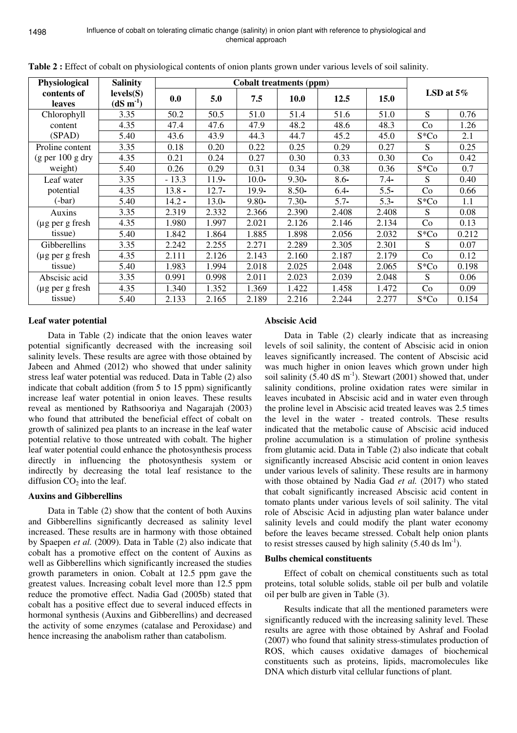**Table 2 :** Effect of cobalt on physiological contents of onion plants grown under various levels of soil salinity.

| Physiological contents of leaves | Salinity levels(S) ($dS\ m^{-1}$) | Cobalt treatments (ppm) | | | | | | LSD at 5% | |
|---|---|---|---|---|---|---|---|---|---|
| | | 0.0 | 5.0 | 7.5 | 10.0 | 12.5 | 15.0 | | |
| Chlorophyll content (SPAD) | 3.35 | 50.2 | 50.5 | 51.0 | 51.4 | 51.6 | 51.0 | S | 0.76 |
| | 4.35 | 47.4 | 47.6 | 47.9 | 48.2 | 48.6 | 48.3 | Co | 1.26 |
| | 5.40 | 43.6 | 43.9 | 44.3 | 44.7 | 45.2 | 45.0 | S*Co | 2.1 |
| Proline content (g per 100 g dry weight) | 3.35 | 0.18 | 0.20 | 0.22 | 0.25 | 0.29 | 0.27 | S | 0.25 |
| | 4.35 | 0.21 | 0.24 | 0.27 | 0.30 | 0.33 | 0.30 | Co | 0.42 |
| | 5.40 | 0.26 | 0.29 | 0.31 | 0.34 | 0.38 | 0.36 | S*Co | 0.7 |
| Leaf water potential (-bar) | 3.35 | - 13.3 | 11.9- | 10.0- | 9.30- | 8.6- | 7.4- | S | 0.40 |
| | 4.35 | 13.8 - | 12.7- | 19.9- | 8.50- | 6.4- | 5.5- | Co | 0.66 |
| | 5.40 | 14.2 - | 13.0- | 9.80- | 7.30- | 5.7- | 5.3- | S*Co | 1.1 |
| Auxins (µg per g fresh tissue) | 3.35 | 2.319 | 2.332 | 2.366 | 2.390 | 2.408 | 2.408 | S | 0.08 |
| | 4.35 | 1.980 | 1.997 | 2.021 | 2.126 | 2.146 | 2.134 | Co | 0.13 |
| | 5.40 | 1.842 | 1.864 | 1.885 | 1.898 | 2.056 | 2.032 | S*Co | 0.212 |
| Gibberellins (µg per g fresh tissue) | 3.35 | 2.242 | 2.255 | 2.271 | 2.289 | 2.305 | 2.301 | S | 0.07 |
| | 4.35 | 2.111 | 2.126 | 2.143 | 2.160 | 2.187 | 2.179 | Co | 0.12 |
| | 5.40 | 1.983 | 1.994 | 2.018 | 2.025 | 2.048 | 2.065 | S*Co | 0.198 |
| Abscisic acid (µg per g fresh tissue) | 3.35 | 0.991 | 0.998 | 2.011 | 2.023 | 2.039 | 2.048 | S | 0.06 |
| | 4.35 | 1.340 | 1.352 | 1.369 | 1.422 | 1.458 | 1.472 | Co | 0.09 |
| | 5.40 | 2.133 | 2.165 | 2.189 | 2.216 | 2.244 | 2.277 | S*Co | 0.154 |

### Leaf water potential

Data in Table (2) indicate that the onion leaves water potential significantly decreased with the increasing soil salinity levels. These results are agree with those obtained by Jabeen and Ahmed (2012) who showed that under salinity stress leaf water potential was reduced. Data in Table (2) also indicate that cobalt addition (from 5 to 15 ppm) significantly increase leaf water potential in onion leaves. These results reveal as mentioned by Rathsooriya and Nagarajah (2003) who found that attributed the beneficial effect of cobalt on growth of salinized pea plants to an increase in the leaf water potential relative to those untreated with cobalt. The higher leaf water potential could enhance the photosynthesis process directly in influencing the photosynthesis system or indirectly by decreasing the total leaf resistance to the diffusion $CO_2$ into the leaf.

### Auxins and Gibberellins

Data in Table (2) show that the content of both Auxins and Gibberellins significantly decreased as salinity level increased. These results are in harmony with those obtained by Spaepen *et al.* (2009). Data in Table (2) also indicate that cobalt has a promotive effect on the content of Auxins as well as Gibberellins which significantly increased the studies growth parameters in onion. Cobalt at 12.5 ppm gave the greatest values. Increasing cobalt level more than 12.5 ppm reduce the promotive effect. Nadia Gad (2005b) stated that cobalt has a positive effect due to several induced effects in hormonal synthesis (Auxins and Gibberellins) and decreased the activity of some enzymes (catalase and Peroxidase) and hence increasing the anabolism rather than catabolism.

### Abscisic Acid

Data in Table (2) clearly indicate that as increasing levels of soil salinity, the content of Abscisic acid in onion leaves significantly increased. The content of Abscisic acid was much higher in onion leaves which grown under high soil salinity (5.40 $dS\ m^{-1}$). Stewart (2001) showed that, under salinity conditions, proline oxidation rates were similar in leaves incubated in Abscisic acid and in water even through the proline level in Abscisic acid treated leaves was 2.5 times the level in the water - treated controls. These results indicated that the metabolic cause of Abscisic acid induced proline accumulation is a stimulation of proline synthesis from glutamic acid. Data in Table (2) also indicate that cobalt significantly increased Abscisic acid content in onion leaves under various levels of salinity. These results are in harmony with those obtained by Nadia Gad *et al.* (2017) who stated that cobalt significantly increased Abscisic acid content in tomato plants under various levels of soil salinity. The vital role of Abscisic Acid in adjusting plan water balance under salinity levels and could modify the plant water economy before the leaves became stressed. Cobalt help onion plants to resist stresses caused by high salinity (5.40 $ds\ lm^{-1}$).

### Bulbs chemical constituents

Effect of cobalt on chemical constituents such as total proteins, total soluble solids, stable oil per bulb and volatile oil per bulb are given in Table (3).

Results indicate that all the mentioned parameters were significantly reduced with the increasing salinity level. These results are agree with those obtained by Ashraf and Foolad (2007) who found that salinity stress-stimulates production of ROS, which causes oxidative damages of biochemical constituents such as proteins, lipids, macromolecules like DNA which disturb vital cellular functions of plant.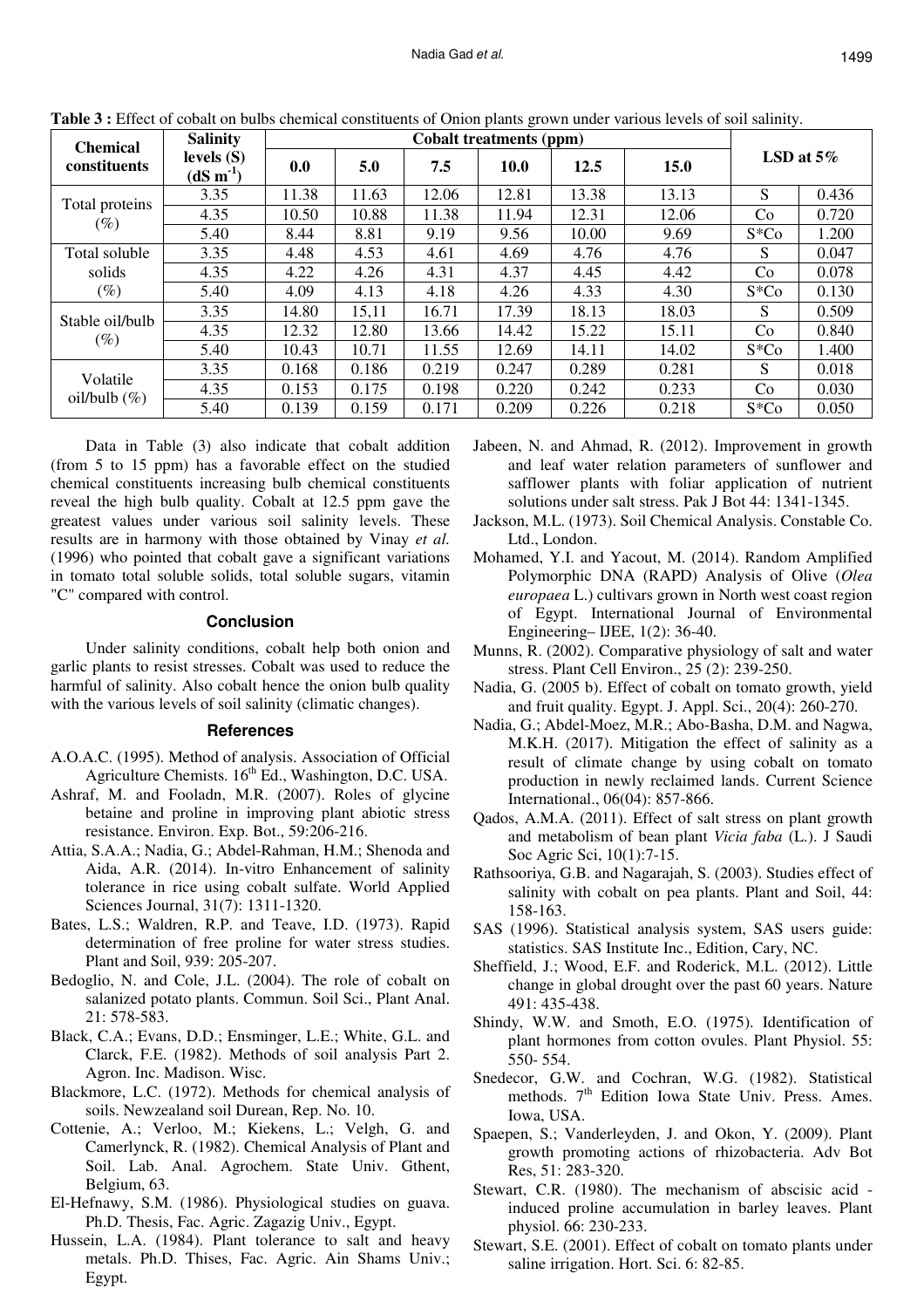**Table 3 :** Effect of cobalt on bulbs chemical constituents of Onion plants grown under various levels of soil salinity.

| Chemical constituents | Salinity levels (S) (dS $m^{-1}$) | Cobalt treatments (ppm) | | | | | | LSD at 5% | |
|---|---|---|---|---|---|---|---|---|---|
| | | 0.0 | 5.0 | 7.5 | 10.0 | 12.5 | 15.0 | | |
| Total proteins (%) | 3.35 | 11.38 | 11.63 | 12.06 | 12.81 | 13.38 | 13.13 | S | 0.436 |
| | 4.35 | 10.50 | 10.88 | 11.38 | 11.94 | 12.31 | 12.06 | Co | 0.720 |
| | 5.40 | 8.44 | 8.81 | 9.19 | 9.56 | 10.00 | 9.69 | S*Co | 1.200 |
| Total soluble solids (%) | 3.35 | 4.48 | 4.53 | 4.61 | 4.69 | 4.76 | 4.76 | S | 0.047 |
| | 4.35 | 4.22 | 4.26 | 4.31 | 4.37 | 4.45 | 4.42 | Co | 0.078 |
| | 5.40 | 4.09 | 4.13 | 4.18 | 4.26 | 4.33 | 4.30 | S*Co | 0.130 |
| Stable oil/bulb (%) | 3.35 | 14.80 | 15,11 | 16.71 | 17.39 | 18.13 | 18.03 | S | 0.509 |
| | 4.35 | 12.32 | 12.80 | 13.66 | 14.42 | 15.22 | 15.11 | Co | 0.840 |
| | 5.40 | 10.43 | 10.71 | 11.55 | 12.69 | 14.11 | 14.02 | S*Co | 1.400 |
| Volatile oil/bulb (%) | 3.35 | 0.168 | 0.186 | 0.219 | 0.247 | 0.289 | 0.281 | S | 0.018 |
| | 4.35 | 0.153 | 0.175 | 0.198 | 0.220 | 0.242 | 0.233 | Co | 0.030 |
| | 5.40 | 0.139 | 0.159 | 0.171 | 0.209 | 0.226 | 0.218 | S*Co | 0.050 |

Data in Table (3) also indicate that cobalt addition (from 5 to 15 ppm) has a favorable effect on the studied chemical constituents increasing bulb chemical constituents reveal the high bulb quality. Cobalt at 12.5 ppm gave the greatest values under various soil salinity levels. These results are in harmony with those obtained by Vinay *et al.* (1996) who pointed that cobalt gave a significant variations in tomato total soluble solids, total soluble sugars, vitamin "C" compared with control.

## Conclusion

Under salinity conditions, cobalt help both onion and garlic plants to resist stresses. Cobalt was used to reduce the harmful of salinity. Also cobalt hence the onion bulb quality with the various levels of soil salinity (climatic changes).

## References

A.O.A.C. (1995). Method of analysis. Association of Official Agriculture Chemists. 16th Ed., Washington, D.C. USA.

Ashraf, M. and Fooladn, M.R. (2007). Roles of glycine betaine and proline in improving plant abiotic stress resistance. Environ. Exp. Bot., 59:206-216.

Attia, S.A.A.; Nadia, G.; Abdel-Rahman, H.M.; Shenoda and Aida, A.R. (2014). In-vitro Enhancement of salinity tolerance in rice using cobalt sulfate. World Applied Sciences Journal, 31(7): 1311-1320.

Bates, L.S.; Waldren, R.P. and Teave, I.D. (1973). Rapid determination of free proline for water stress studies. Plant and Soil, 939: 205-207.

Bedoglio, N. and Cole, J.L. (2004). The role of cobalt on salanized potato plants. Commun. Soil Sci., Plant Anal. 21: 578-583.

Black, C.A.; Evans, D.D.; Ensminger, L.E.; White, G.L. and Clarck, F.E. (1982). Methods of soil analysis Part 2. Agron. Inc. Madison. Wisc.

Blackmore, L.C. (1972). Methods for chemical analysis of soils. Newzealand soil Durean, Rep. No. 10.

Cottenie, A.; Verloo, M.; Kiekens, L.; Velgh, G. and Camerlynck, R. (1982). Chemical Analysis of Plant and Soil. Lab. Anal. Agrochem. State Univ. Gthent, Belgium, 63.

El-Hefnawy, S.M. (1986). Physiological studies on guava. Ph.D. Thesis, Fac. Agric. Zagazig Univ., Egypt.

Hussein, L.A. (1984). Plant tolerance to salt and heavy metals. Ph.D. Thises, Fac. Agric. Ain Shams Univ.; Egypt.

Jabeen, N. and Ahmad, R. (2012). Improvement in growth and leaf water relation parameters of sunflower and safflower plants with foliar application of nutrient solutions under salt stress. Pak J Bot 44: 1341-1345.

Jackson, M.L. (1973). Soil Chemical Analysis. Constable Co. Ltd., London.

Mohamed, Y.I. and Yacout, M. (2014). Random Amplified Polymorphic DNA (RAPD) Analysis of Olive (*Olea europaea* L.) cultivars grown in North west coast region of Egypt. International Journal of Environmental Engineering– IJEE, 1(2): 36-40.

Munns, R. (2002). Comparative physiology of salt and water stress. Plant Cell Environ., 25 (2): 239-250.

Nadia, G. (2005 b). Effect of cobalt on tomato growth, yield and fruit quality. Egypt. J. Appl. Sci., 20(4): 260-270.

Nadia, G.; Abdel-Moez, M.R.; Abo-Basha, D.M. and Nagwa, M.K.H. (2017). Mitigation the effect of salinity as a result of climate change by using cobalt on tomato production in newly reclaimed lands. Current Science International., 06(04): 857-866.

Qados, A.M.A. (2011). Effect of salt stress on plant growth and metabolism of bean plant *Vicia faba* (L.). J Saudi Soc Agric Sci, 10(1):7-15.

Rathsooriya, G.B. and Nagarajah, S. (2003). Studies effect of salinity with cobalt on pea plants. Plant and Soil, 44: 158-163.

SAS (1996). Statistical analysis system, SAS users guide: statistics. SAS Institute Inc., Edition, Cary, NC.

Sheffield, J.; Wood, E.F. and Roderick, M.L. (2012). Little change in global drought over the past 60 years. Nature 491: 435-438.

Shindy, W.W. and Smoth, E.O. (1975). Identification of plant hormones from cotton ovules. Plant Physiol. 55: 550- 554.

Snedecor, G.W. and Cochran, W.G. (1982). Statistical methods. 7th Edition Iowa State Univ. Press. Ames. Iowa, USA.

Spaepen, S.; Vanderleyden, J. and Okon, Y. (2009). Plant growth promoting actions of rhizobacteria. Adv Bot Res, 51: 283-320.

Stewart, C.R. (1980). The mechanism of abscisic acid - induced proline accumulation in barley leaves. Plant physiol. 66: 230-233.

Stewart, S.E. (2001). Effect of cobalt on tomato plants under saline irrigation. Hort. Sci. 6: 82-85.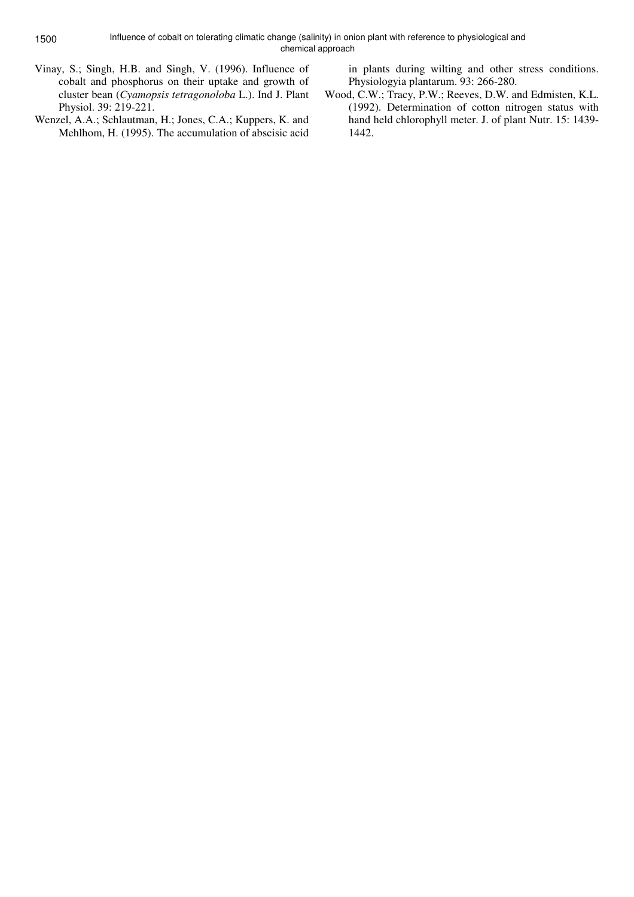Vinay, S.; Singh, H.B. and Singh, V. (1996). Influence of cobalt and phosphorus on their uptake and growth of cluster bean (*Cyamopsis tetragonoloba* L.). Ind J. Plant Physiol. 39: 219-221.

Wenzel, A.A.; Schlautman, H.; Jones, C.A.; Kuppers, K. and Mehlhom, H. (1995). The accumulation of abscisic acid in plants during wilting and other stress conditions. Physiologyia plantarum. 93: 266-280.

Wood, C.W.; Tracy, P.W.; Reeves, D.W. and Edmisten, K.L. (1992). Determination of cotton nitrogen status with hand held chlorophyll meter. J. of plant Nutr. 15: 1439-1442.